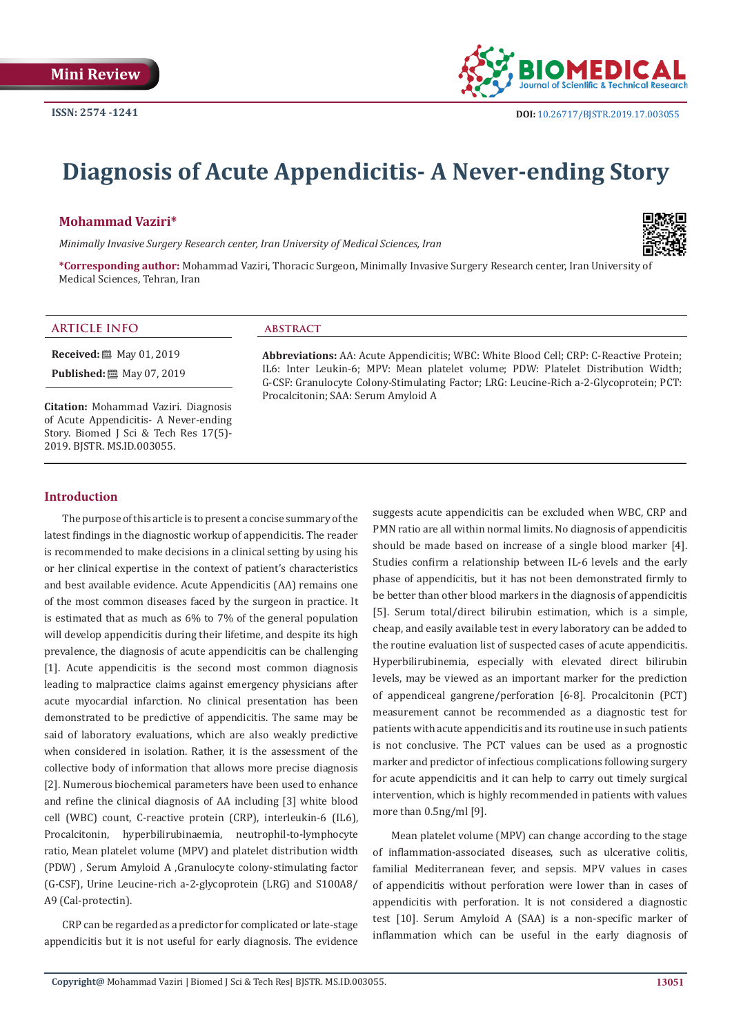Mini Review

ISSN: 2574 -1241

DOI: 10.26717/BJSTR.2019.17.003055

# Diagnosis of Acute Appendicitis- A Never-ending Story

**Mohammad Vaziri***

*Minimally Invasive Surgery Research center, Iran University of Medical Sciences, Iran*

**\*Corresponding author:** Mohammad Vaziri, Thoracic Surgeon, Minimally Invasive Surgery Research center, Iran University of Medical Sciences, Tehran, Iran

## ARTICLE INFO

**Received:** May 01, 2019

**Published:** May 07, 2019

**Citation:** Mohammad Vaziri. Diagnosis of Acute Appendicitis- A Never-ending Story. Biomed J Sci & Tech Res 17(5)-2019. BJSTR. MS.ID.003055.

## ABSTRACT

**Abbreviations:** AA: Acute Appendicitis; WBC: White Blood Cell; CRP: C-Reactive Protein; IL6: Inter Leukin-6; MPV: Mean platelet volume; PDW: Platelet Distribution Width; G-CSF: Granulocyte Colony-Stimulating Factor; LRG: Leucine-Rich a-2-Glycoprotein; PCT: Procalcitonin; SAA: Serum Amyloid A

## Introduction

The purpose of this article is to present a concise summary of the latest findings in the diagnostic workup of appendicitis. The reader is recommended to make decisions in a clinical setting by using his or her clinical expertise in the context of patient's characteristics and best available evidence. Acute Appendicitis (AA) remains one of the most common diseases faced by the surgeon in practice. It is estimated that as much as 6% to 7% of the general population will develop appendicitis during their lifetime, and despite its high prevalence, the diagnosis of acute appendicitis can be challenging [1]. Acute appendicitis is the second most common diagnosis leading to malpractice claims against emergency physicians after acute myocardial infarction. No clinical presentation has been demonstrated to be predictive of appendicitis. The same may be said of laboratory evaluations, which are also weakly predictive when considered in isolation. Rather, it is the assessment of the collective body of information that allows more precise diagnosis [2]. Numerous biochemical parameters have been used to enhance and refine the clinical diagnosis of AA including [3] white blood cell (WBC) count, C-reactive protein (CRP), interleukin-6 (IL6), Procalcitonin, hyperbilirubinaemia, neutrophil-to-lymphocyte ratio, Mean platelet volume (MPV) and platelet distribution width (PDW) , Serum Amyloid A ,Granulocyte colony-stimulating factor (G-CSF), Urine Leucine-rich a-2-glycoprotein (LRG) and S100A8/A9 (Cal-protectin).

CRP can be regarded as a predictor for complicated or late-stage appendicitis but it is not useful for early diagnosis. The evidence suggests acute appendicitis can be excluded when WBC, CRP and PMN ratio are all within normal limits. No diagnosis of appendicitis should be made based on increase of a single blood marker [4]. Studies confirm a relationship between IL-6 levels and the early phase of appendicitis, but it has not been demonstrated firmly to be better than other blood markers in the diagnosis of appendicitis [5]. Serum total/direct bilirubin estimation, which is a simple, cheap, and easily available test in every laboratory can be added to the routine evaluation list of suspected cases of acute appendicitis. Hyperbilirubinemia, especially with elevated direct bilirubin levels, may be viewed as an important marker for the prediction of appendiceal gangrene/perforation [6-8]. Procalcitonin (PCT) measurement cannot be recommended as a diagnostic test for patients with acute appendicitis and its routine use in such patients is not conclusive. The PCT values can be used as a prognostic marker and predictor of infectious complications following surgery for acute appendicitis and it can help to carry out timely surgical intervention, which is highly recommended in patients with values more than 0.5ng/ml [9].

Mean platelet volume (MPV) can change according to the stage of inflammation-associated diseases, such as ulcerative colitis, familial Mediterranean fever, and sepsis. MPV values in cases of appendicitis without perforation were lower than in cases of appendicitis with perforation. It is not considered a diagnostic test [10]. Serum Amyloid A (SAA) is a non-specific marker of inflammation which can be useful in the early diagnosis of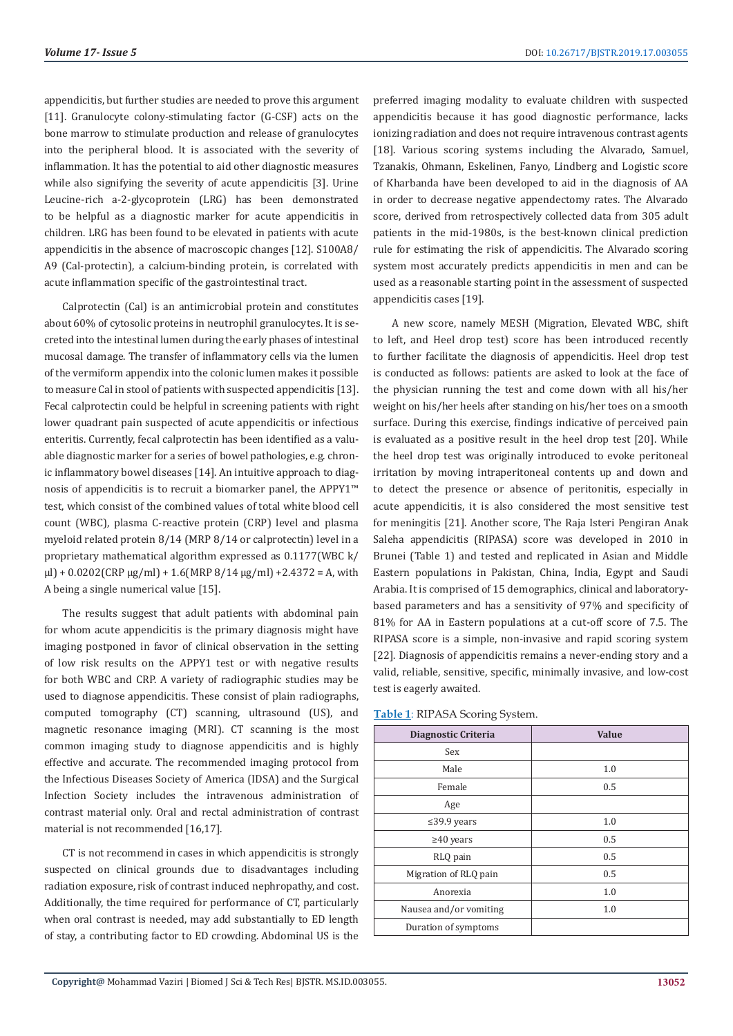appendicitis, but further studies are needed to prove this argument [11]. Granulocyte colony-stimulating factor (G-CSF) acts on the bone marrow to stimulate production and release of granulocytes into the peripheral blood. It is associated with the severity of inflammation. It has the potential to aid other diagnostic measures while also signifying the severity of acute appendicitis [3]. Urine Leucine-rich a-2-glycoprotein (LRG) has been demonstrated to be helpful as a diagnostic marker for acute appendicitis in children. LRG has been found to be elevated in patients with acute appendicitis in the absence of macroscopic changes [12]. S100A8/A9 (Cal-protectin), a calcium-binding protein, is correlated with acute inflammation specific of the gastrointestinal tract.

Calprotectin (Cal) is an antimicrobial protein and constitutes about 60% of cytosolic proteins in neutrophil granulocytes. It is secreted into the intestinal lumen during the early phases of intestinal mucosal damage. The transfer of inflammatory cells via the lumen of the vermiform appendix into the colonic lumen makes it possible to measure Cal in stool of patients with suspected appendicitis [13]. Fecal calprotectin could be helpful in screening patients with right lower quadrant pain suspected of acute appendicitis or infectious enteritis. Currently, fecal calprotectin has been identified as a valuable diagnostic marker for a series of bowel pathologies, e.g. chronic inflammatory bowel diseases [14]. An intuitive approach to diagnosis of appendicitis is to recruit a biomarker panel, the APPY1™ test, which consist of the combined values of total white blood cell count (WBC), plasma C-reactive protein (CRP) level and plasma myeloid related protein 8/14 (MRP 8/14 or calprotectin) level in a proprietary mathematical algorithm expressed as 0.1177(WBC k/μl) + 0.0202(CRP μg/ml) + 1.6(MRP 8/14 μg/ml) +2.4372 = A, with A being a single numerical value [15].

The results suggest that adult patients with abdominal pain for whom acute appendicitis is the primary diagnosis might have imaging postponed in favor of clinical observation in the setting of low risk results on the APPY1 test or with negative results for both WBC and CRP. A variety of radiographic studies may be used to diagnose appendicitis. These consist of plain radiographs, computed tomography (CT) scanning, ultrasound (US), and magnetic resonance imaging (MRI). CT scanning is the most common imaging study to diagnose appendicitis and is highly effective and accurate. The recommended imaging protocol from the Infectious Diseases Society of America (IDSA) and the Surgical Infection Society includes the intravenous administration of contrast material only. Oral and rectal administration of contrast material is not recommended [16,17].

CT is not recommend in cases in which appendicitis is strongly suspected on clinical grounds due to disadvantages including radiation exposure, risk of contrast induced nephropathy, and cost. Additionally, the time required for performance of CT, particularly when oral contrast is needed, may add substantially to ED length of stay, a contributing factor to ED crowding. Abdominal US is the preferred imaging modality to evaluate children with suspected appendicitis because it has good diagnostic performance, lacks ionizing radiation and does not require intravenous contrast agents [18]. Various scoring systems including the Alvarado, Samuel, Tzanakis, Ohmann, Eskelinen, Fanyo, Lindberg and Logistic score of Kharbanda have been developed to aid in the diagnosis of AA in order to decrease negative appendectomy rates. The Alvarado score, derived from retrospectively collected data from 305 adult patients in the mid-1980s, is the best-known clinical prediction rule for estimating the risk of appendicitis. The Alvarado scoring system most accurately predicts appendicitis in men and can be used as a reasonable starting point in the assessment of suspected appendicitis cases [19].

A new score, namely MESH (Migration, Elevated WBC, shift to left, and Heel drop test) score has been introduced recently to further facilitate the diagnosis of appendicitis. Heel drop test is conducted as follows: patients are asked to look at the face of the physician running the test and come down with all his/her weight on his/her heels after standing on his/her toes on a smooth surface. During this exercise, findings indicative of perceived pain is evaluated as a positive result in the heel drop test [20]. While the heel drop test was originally introduced to evoke peritoneal irritation by moving intraperitoneal contents up and down and to detect the presence or absence of peritonitis, especially in acute appendicitis, it is also considered the most sensitive test for meningitis [21]. Another score, The Raja Isteri Pengiran Anak Saleha appendicitis (RIPASA) score was developed in 2010 in Brunei (Table 1) and tested and replicated in Asian and Middle Eastern populations in Pakistan, China, India, Egypt and Saudi Arabia. It is comprised of 15 demographics, clinical and laboratory-based parameters and has a sensitivity of 97% and specificity of 81% for AA in Eastern populations at a cut-off score of 7.5. The RIPASA score is a simple, non-invasive and rapid scoring system [22]. Diagnosis of appendicitis remains a never-ending story and a valid, reliable, sensitive, specific, minimally invasive, and low-cost test is eagerly awaited.

**Table 1**: RIPASA Scoring System.

| Diagnostic Criteria | Value |
|---|---|
| Sex | |
| Male | 1.0 |
| Female | 0.5 |
| Age | |
| ≤39.9 years | 1.0 |
| ≥40 years | 0.5 |
| RLQ pain | 0.5 |
| Migration of RLQ pain | 0.5 |
| Anorexia | 1.0 |
| Nausea and/or vomiting | 1.0 |
| Duration of symptoms | |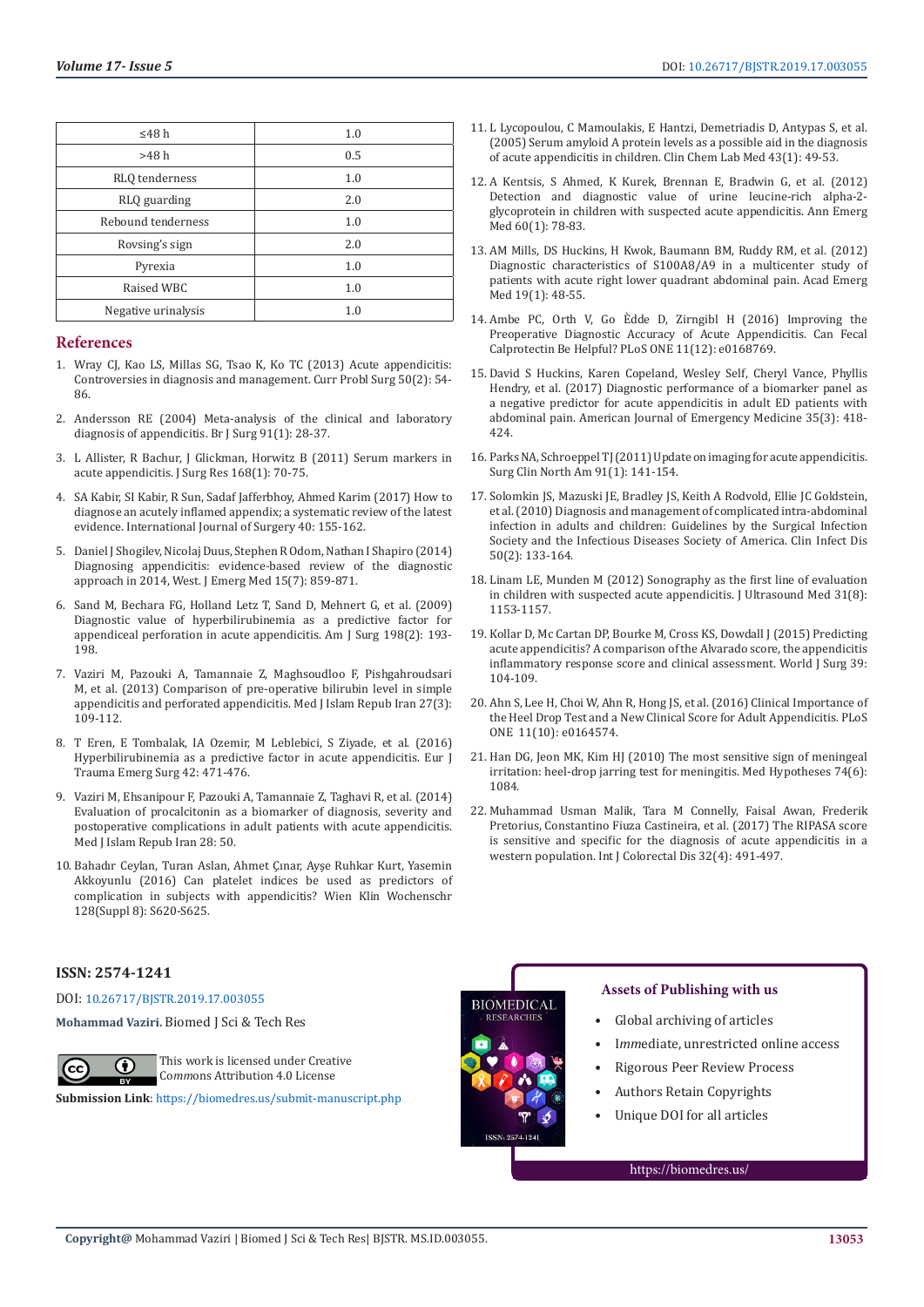| | |
|---|---|
| ≤48 h | 1.0 |
| >48 h | 0.5 |
| RLQ tenderness | 1.0 |
| RLQ guarding | 2.0 |
| Rebound tenderness | 1.0 |
| Rovsing's sign | 2.0 |
| Pyrexia | 1.0 |
| Raised WBC | 1.0 |
| Negative urinalysis | 1.0 |

## References

1. Wray CJ, Kao LS, Millas SG, Tsao K, Ko TC (2013) Acute appendicitis: Controversies in diagnosis and management. Curr Probl Surg 50(2): 54-86.
2. Andersson RE (2004) Meta-analysis of the clinical and laboratory diagnosis of appendicitis. Br J Surg 91(1): 28-37.
3. L Allister, R Bachur, J Glickman, Horwitz B (2011) Serum markers in acute appendicitis. J Surg Res 168(1): 70-75.
4. SA Kabir, SI Kabir, R Sun, Sadaf Jafferbhoy, Ahmed Karim (2017) How to diagnose an acutely inflamed appendix; a systematic review of the latest evidence. International Journal of Surgery 40: 155-162.
5. Daniel J Shogilev, Nicolaj Duus, Stephen R Odom, Nathan I Shapiro (2014) Diagnosing appendicitis: evidence-based review of the diagnostic approach in 2014, West. J Emerg Med 15(7): 859-871.
6. Sand M, Bechara FG, Holland Letz T, Sand D, Mehnert G, et al. (2009) Diagnostic value of hyperbilirubinemia as a predictive factor for appendiceal perforation in acute appendicitis. Am J Surg 198(2): 193-198.
7. Vaziri M, Pazouki A, Tamannaie Z, Maghsoudloo F, Pishgahroudsari M, et al. (2013) Comparison of pre-operative bilirubin level in simple appendicitis and perforated appendicitis. Med J Islam Repub Iran 27(3): 109-112.
8. T Eren, E Tombalak, IA Ozemir, M Leblebici, S Ziyade, et al. (2016) Hyperbilirubinemia as a predictive factor in acute appendicitis. Eur J Trauma Emerg Surg 42: 471-476.
9. Vaziri M, Ehsanipour F, Pazouki A, Tamannaie Z, Taghavi R, et al. (2014) Evaluation of procalcitonin as a biomarker of diagnosis, severity and postoperative complications in adult patients with acute appendicitis. Med J Islam Repub Iran 28: 50.
10. Bahadır Ceylan, Turan Aslan, Ahmet Çınar, Ayşe Ruhkar Kurt, Yasemin Akkoyunlu (2016) Can platelet indices be used as predictors of complication in subjects with appendicitis? Wien Klin Wochenschr 128(Suppl 8): S620-S625.
11. L Lycopoulou, C Mamoulakis, E Hantzi, Demetriadis D, Antypas S, et al. (2005) Serum amyloid A protein levels as a possible aid in the diagnosis of acute appendicitis in children. Clin Chem Lab Med 43(1): 49-53.
12. A Kentsis, S Ahmed, K Kurek, Brennan E, Bradwin G, et al. (2012) Detection and diagnostic value of urine leucine-rich alpha-2-glycoprotein in children with suspected acute appendicitis. Ann Emerg Med 60(1): 78-83.
13. AM Mills, DS Huckins, H Kwok, Baumann BM, Ruddy RM, et al. (2012) Diagnostic characteristics of S100A8/A9 in a multicenter study of patients with acute right lower quadrant abdominal pain. Acad Emerg Med 19(1): 48-55.
14. Ambe PC, Orth V, Go Èdde D, Zirngibl H (2016) Improving the Preoperative Diagnostic Accuracy of Acute Appendicitis. Can Fecal Calprotectin Be Helpful? PLoS ONE 11(12): e0168769.
15. David S Huckins, Karen Copeland, Wesley Self, Cheryl Vance, Phyllis Hendry, et al. (2017) Diagnostic performance of a biomarker panel as a negative predictor for acute appendicitis in adult ED patients with abdominal pain. American Journal of Emergency Medicine 35(3): 418-424.
16. Parks NA, Schroeppel TJ (2011) Update on imaging for acute appendicitis. Surg Clin North Am 91(1): 141-154.
17. Solomkin JS, Mazuski JE, Bradley JS, Keith A Rodvold, Ellie JC Goldstein, et al. (2010) Diagnosis and management of complicated intra-abdominal infection in adults and children: Guidelines by the Surgical Infection Society and the Infectious Diseases Society of America. Clin Infect Dis 50(2): 133-164.
18. Linam LE, Munden M (2012) Sonography as the first line of evaluation in children with suspected acute appendicitis. J Ultrasound Med 31(8): 1153-1157.
19. Kollar D, Mc Cartan DP, Bourke M, Cross KS, Dowdall J (2015) Predicting acute appendicitis? A comparison of the Alvarado score, the appendicitis inflammatory response score and clinical assessment. World J Surg 39: 104-109.
20. Ahn S, Lee H, Choi W, Ahn R, Hong JS, et al. (2016) Clinical Importance of the Heel Drop Test and a New Clinical Score for Adult Appendicitis. PLoS ONE 11(10): e0164574.
21. Han DG, Jeon MK, Kim HJ (2010) The most sensitive sign of meningeal irritation: heel-drop jarring test for meningitis. Med Hypotheses 74(6): 1084.
22. Muhammad Usman Malik, Tara M Connelly, Faisal Awan, Frederik Pretorius, Constantino Fiuza Castineira, et al. (2017) The RIPASA score is sensitive and specific for the diagnosis of acute appendicitis in a western population. Int J Colorectal Dis 32(4): 491-497.

**ISSN: 2574-1241**

DOI: 10.26717/BJSTR.2019.17.003055

**Mohammad Vaziri.** Biomed J Sci & Tech Res

This work is licensed under Creative Commons Attribution 4.0 License

**Submission Link**: https://biomedres.us/submit-manuscript.php

### Assets of Publishing with us

- Global archiving of articles
- Immediate, unrestricted online access
- Rigorous Peer Review Process
- Authors Retain Copyrights
- Unique DOI for all articles

https://biomedres.us/